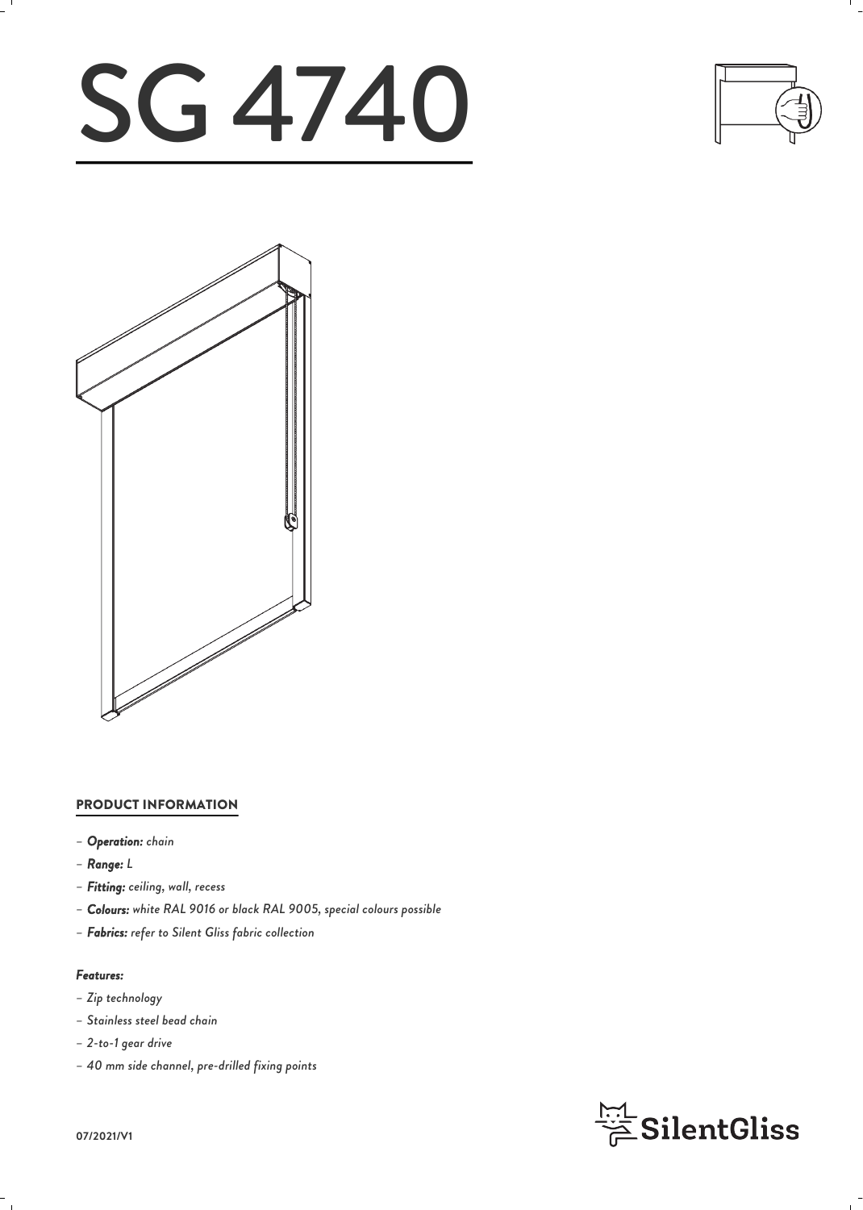# SG 4740

## PRODUCT INFORMATION

- ***Operation:*** *chain*
- ***Range:*** *L*
- ***Fitting:*** *ceiling, wall, recess*
- ***Colours:*** *white RAL 9016 or black RAL 9005, special colours possible*
- ***Fabrics:*** *refer to Silent Gliss fabric collection*

***Features:***

- *Zip technology*
- *Stainless steel bead chain*
- *2-to-1 gear drive*
- *40 mm side channel, pre-drilled fixing points*

SilentGliss

07/2021/V1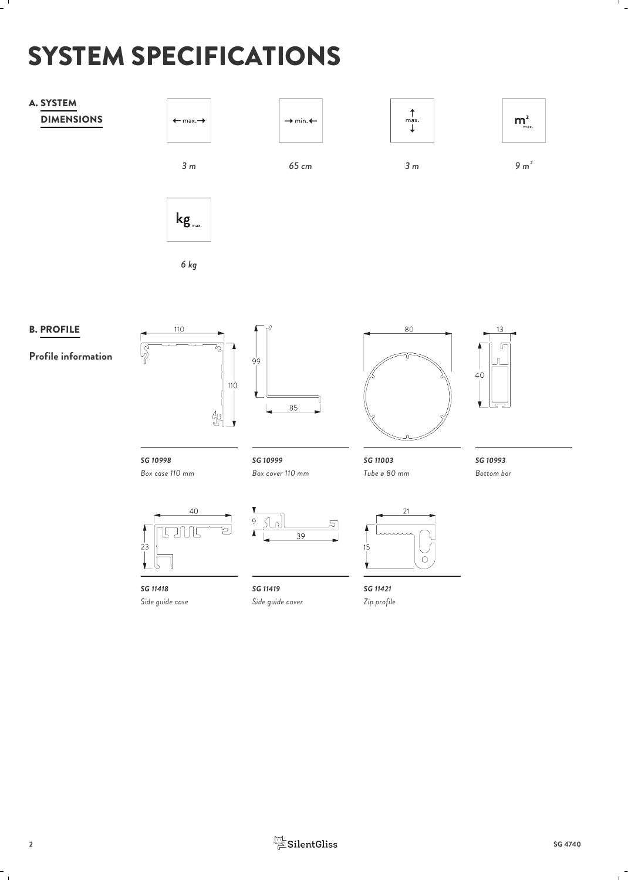# SYSTEM SPECIFICATIONS

## A. SYSTEM DIMENSIONS

| ← max. → | → min. ← | ↕ max. | $m^2$ max. |
|---|---|---|---|
| *3 m* | *65 cm* | *3 m* | *9 m²* |

| kg max. |
|---|
| *6 kg* |

## B. PROFILE

**Profile information**

***SG 10998***
*Box case 110 mm*

***SG 10999***
*Box cover 110 mm*

***SG 11003***
*Tube ø 80 mm*

***SG 10993***
*Bottom bar*

***SG 11418***
*Side guide case*

***SG 11419***
*Side guide cover*

***SG 11421***
*Zip profile*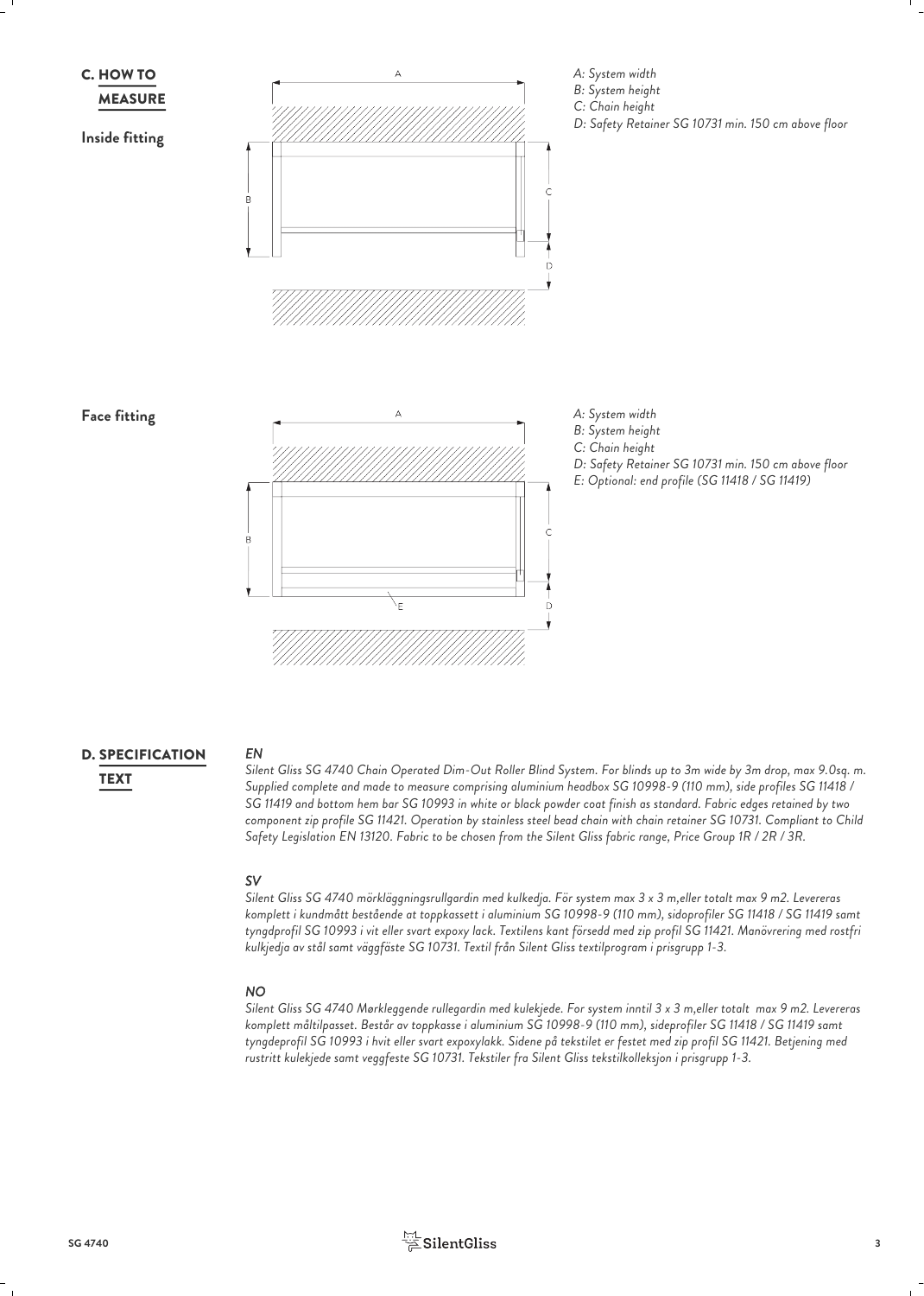## C. HOW TO MEASURE

**Inside fitting**

*A: System width*
*B: System height*
*C: Chain height*
*D: Safety Retainer SG 10731 min. 150 cm above floor*

**Face fitting**

*A: System width*
*B: System height*
*C: Chain height*
*D: Safety Retainer SG 10731 min. 150 cm above floor*
*E: Optional: end profile (SG 11418 / SG 11419)*

## D. SPECIFICATION TEXT

***EN***

*Silent Gliss SG 4740 Chain Operated Dim-Out Roller Blind System. For blinds up to 3m wide by 3m drop, max 9.0sq. m. Supplied complete and made to measure comprising aluminium headbox SG 10998-9 (110 mm), side profiles SG 11418 / SG 11419 and bottom hem bar SG 10993 in white or black powder coat finish as standard. Fabric edges retained by two component zip profile SG 11421. Operation by stainless steel bead chain with chain retainer SG 10731. Compliant to Child Safety Legislation EN 13120. Fabric to be chosen from the Silent Gliss fabric range, Price Group 1R / 2R / 3R.*

***SV***

*Silent Gliss SG 4740 mörkläggningsrullgardin med kulkedja. För system max 3 x 3 m,eller totalt max 9 m2. Levereras komplett i kundmått bestående at toppkassett i aluminium SG 10998-9 (110 mm), sidoprofiler SG 11418 / SG 11419 samt tyngdprofil SG 10993 i vit eller svart expoxy lack. Textilens kant försedd med zip profil SG 11421. Manövrering med rostfri kulkjedja av stål samt väggfäste SG 10731. Textil från Silent Gliss textilprogram i prisgrupp 1-3.*

***NO***

*Silent Gliss SG 4740 Mørkleggende rullegardin med kulekjede. For system inntil 3 x 3 m,eller totalt max 9 m2. Levereras komplett måltilpasset. Består av toppkasse i aluminium SG 10998-9 (110 mm), sideprofiler SG 11418 / SG 11419 samt tyngdeprofil SG 10993 i hvit eller svart expoxylakk. Sidene på tekstilet er festet med zip profil SG 11421. Betjening med rustritt kulekjede samt veggfeste SG 10731. Tekstiler fra Silent Gliss tekstilkolleksjon i prisgrupp 1-3.*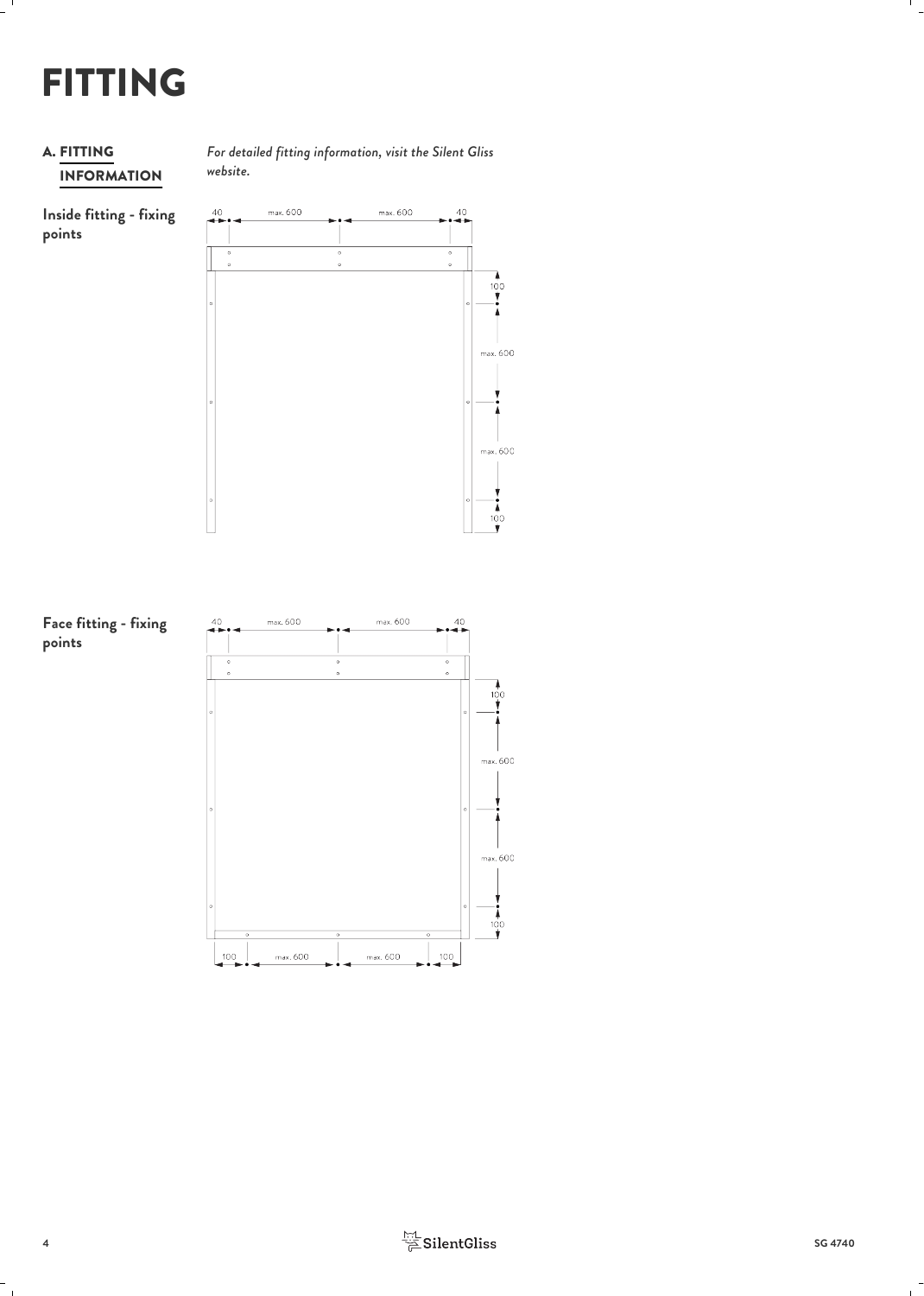# FITTING

## A. FITTING INFORMATION

*For detailed fitting information, visit the Silent Gliss website.*

**Inside fitting - fixing points**

40 max. 600 max. 600 40

100

max. 600

max. 600

100

**Face fitting - fixing points**

40 max. 600 max. 600 40

100

max. 600

max. 600

100

100 max. 600 max. 600 100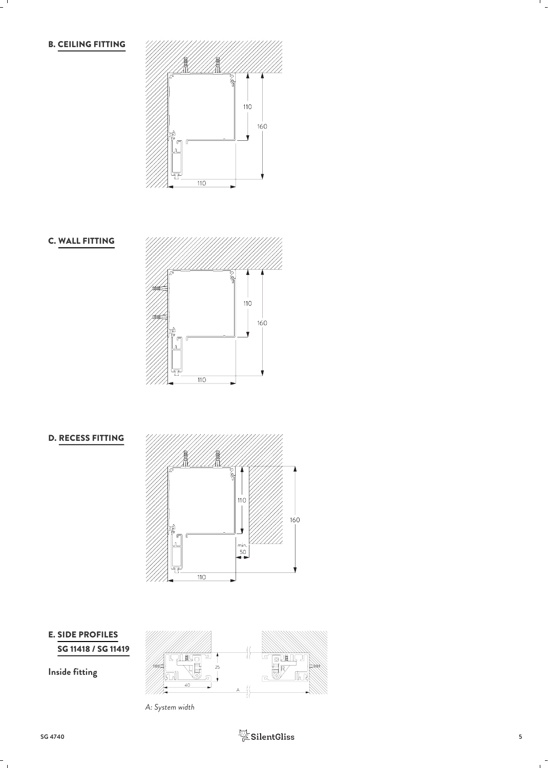## B. CEILING FITTING

110

160

110

## C. WALL FITTING

110

160

110

## D. RECESS FITTING

110

160

min. 50

110

## E. SIDE PROFILES SG 11418 / SG 11419

**Inside fitting**

25

40

A

*A: System width*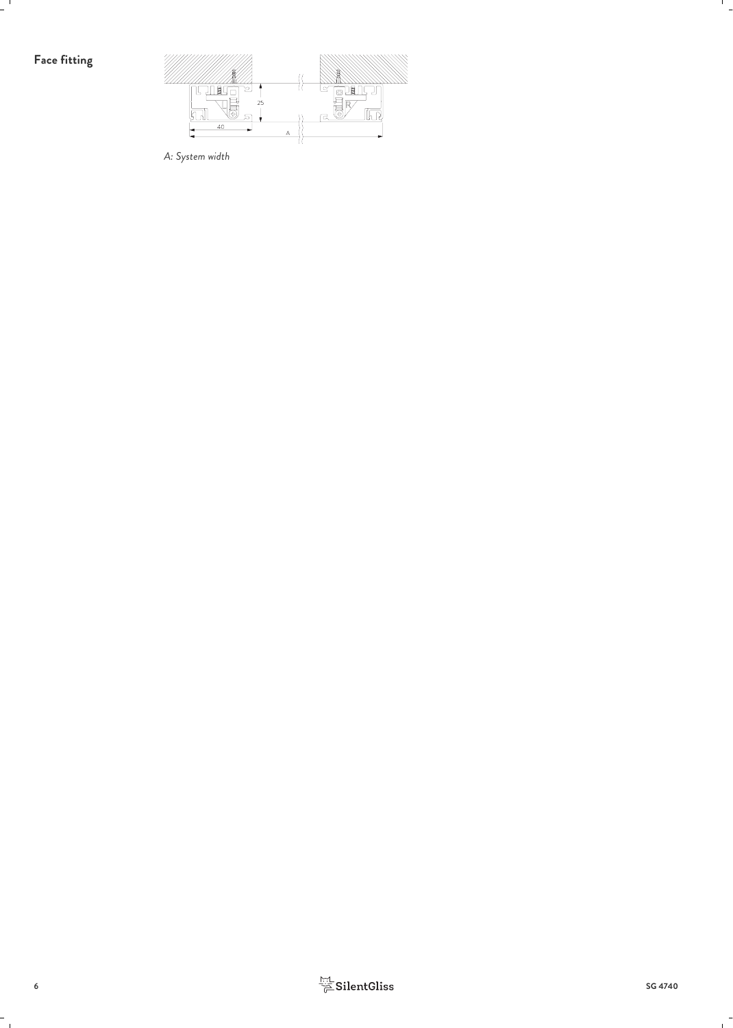## Face fitting

*A: System width*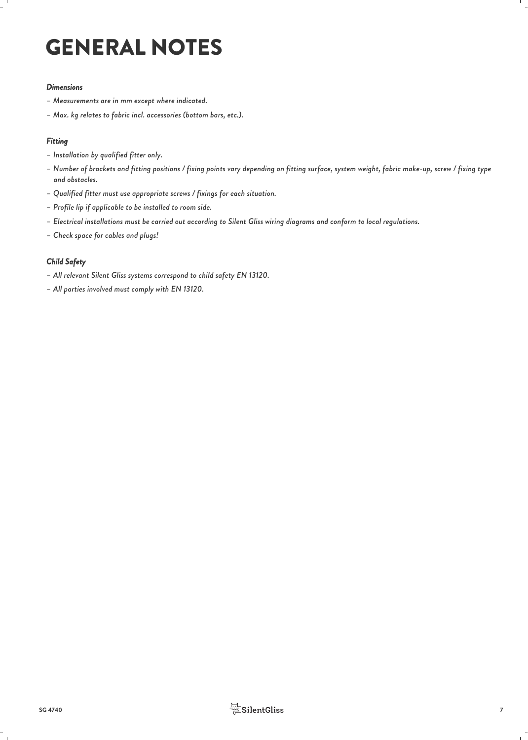# GENERAL NOTES

### *Dimensions*

- *Measurements are in mm except where indicated.*
- *Max. kg relates to fabric incl. accessories (bottom bars, etc.).*

### *Fitting*

- *Installation by qualified fitter only.*
- *Number of brackets and fitting positions / fixing points vary depending on fitting surface, system weight, fabric make-up, screw / fixing type and obstacles.*
- *Qualified fitter must use appropriate screws / fixings for each situation.*
- *Profile lip if applicable to be installed to room side.*
- *Electrical installations must be carried out according to Silent Gliss wiring diagrams and conform to local regulations.*
- *Check space for cables and plugs!*

### *Child Safety*

- *All relevant Silent Gliss systems correspond to child safety EN 13120.*
- *All parties involved must comply with EN 13120.*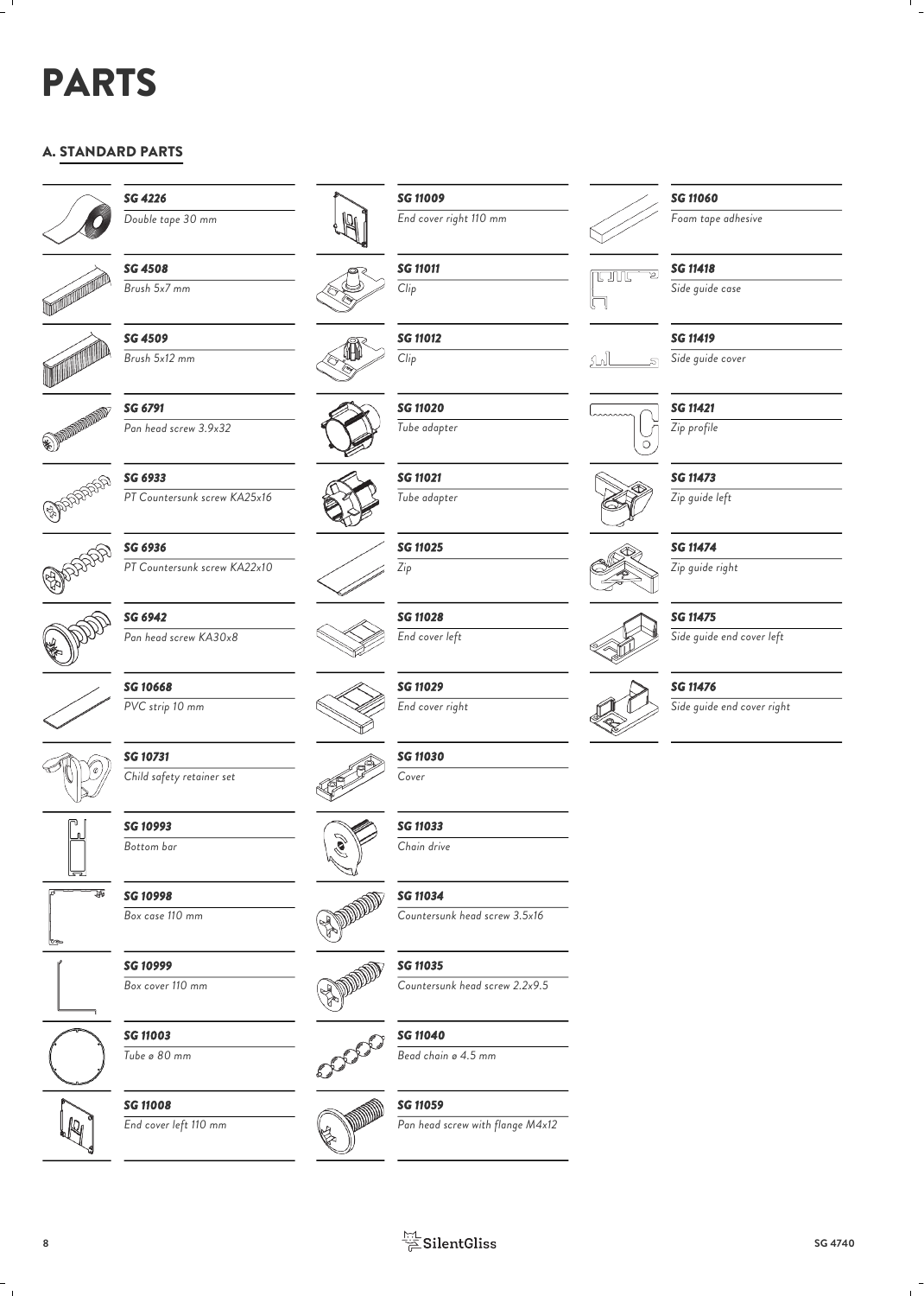# PARTS

## A. STANDARD PARTS

*SG 4226*
*Double tape 30 mm*

*SG 4508*
*Brush 5x7 mm*

*SG 4509*
*Brush 5x12 mm*

*SG 6791*
*Pan head screw 3.9x32*

*SG 6933*
*PT Countersunk screw KA25x16*

*SG 6936*
*PT Countersunk screw KA22x10*

*SG 6942*
*Pan head screw KA30x8*

*SG 10668*
*PVC strip 10 mm*

*SG 10731*
*Child safety retainer set*

*SG 10993*
*Bottom bar*

*SG 10998*
*Box case 110 mm*

*SG 10999*
*Box cover 110 mm*

*SG 11003*
*Tube ø 80 mm*

*SG 11008*
*End cover left 110 mm*

*SG 11009*
*End cover right 110 mm*

*SG 11011*
*Clip*

*SG 11012*
*Clip*

*SG 11020*
*Tube adapter*

*SG 11021*
*Tube adapter*

*SG 11025*
*Zip*

*SG 11028*
*End cover left*

*SG 11029*
*End cover right*

*SG 11030*
*Cover*

*SG 11033*
*Chain drive*

*SG 11034*
*Countersunk head screw 3.5x16*

*SG 11035*
*Countersunk head screw 2.2x9.5*

*SG 11040*
*Bead chain ø 4.5 mm*

*SG 11059*
*Pan head screw with flange M4x12*

*SG 11060*
*Foam tape adhesive*

*SG 11418*
*Side guide case*

*SG 11419*
*Side guide cover*

*SG 11421*
*Zip profile*

*SG 11473*
*Zip guide left*

*SG 11474*
*Zip guide right*

*SG 11475*
*Side guide end cover left*

*SG 11476*
*Side guide end cover right*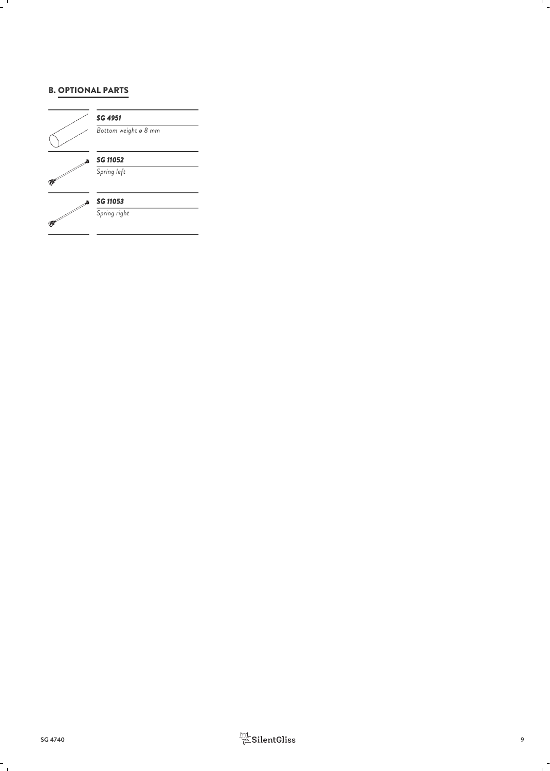## B. OPTIONAL PARTS

***SG 4951***

*Bottom weight ø 8 mm*

***SG 11052***

*Spring left*

***SG 11053***

*Spring right*